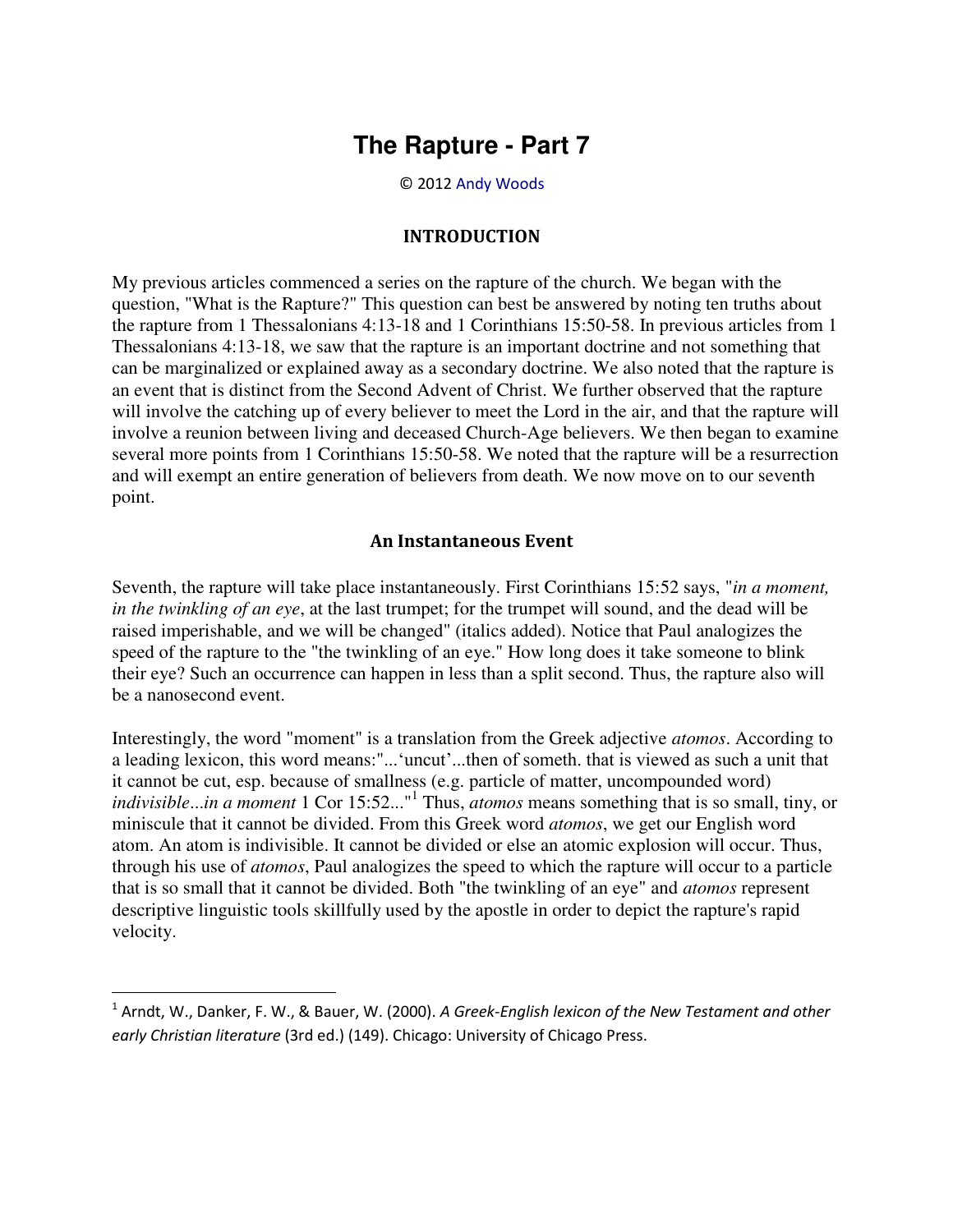# The Rapture - Part 7

© 2012 Andy Woods

## INTRODUCTION

My previous articles commenced a series on the rapture of the church. We began with the question, "What is the Rapture?" This question can best be answered by noting ten truths about the rapture from 1 Thessalonians 4:13-18 and 1 Corinthians 15:50-58. In previous articles from 1 Thessalonians 4:13-18, we saw that the rapture is an important doctrine and not something that can be marginalized or explained away as a secondary doctrine. We also noted that the rapture is an event that is distinct from the Second Advent of Christ. We further observed that the rapture will involve the catching up of every believer to meet the Lord in the air, and that the rapture will involve a reunion between living and deceased Church-Age believers. We then began to examine several more points from 1 Corinthians 15:50-58. We noted that the rapture will be a resurrection and will exempt an entire generation of believers from death. We now move on to our seventh point.

## An Instantaneous Event

Seventh, the rapture will take place instantaneously. First Corinthians 15:52 says, "*in a moment, in the twinkling of an eye*, at the last trumpet; for the trumpet will sound, and the dead will be raised imperishable, and we will be changed" (italics added). Notice that Paul analogizes the speed of the rapture to the "the twinkling of an eye." How long does it take someone to blink their eye? Such an occurrence can happen in less than a split second. Thus, the rapture also will be a nanosecond event.

Interestingly, the word "moment" is a translation from the Greek adjective *atomos*. According to a leading lexicon, this word means:"...'uncut'...then of someth. that is viewed as such a unit that it cannot be cut, esp. because of smallness (e.g. particle of matter, uncompounded word) *indivisible*...*in a moment* 1 Cor 15:52..."[1] Thus, *atomos* means something that is so small, tiny, or miniscule that it cannot be divided. From this Greek word *atomos*, we get our English word atom. An atom is indivisible. It cannot be divided or else an atomic explosion will occur. Thus, through his use of *atomos*, Paul analogizes the speed to which the rapture will occur to a particle that is so small that it cannot be divided. Both "the twinkling of an eye" and *atomos* represent descriptive linguistic tools skillfully used by the apostle in order to depict the rapture's rapid velocity.

---

[1] Arndt, W., Danker, F. W., & Bauer, W. (2000). *A Greek-English lexicon of the New Testament and other early Christian literature* (3rd ed.) (149). Chicago: University of Chicago Press.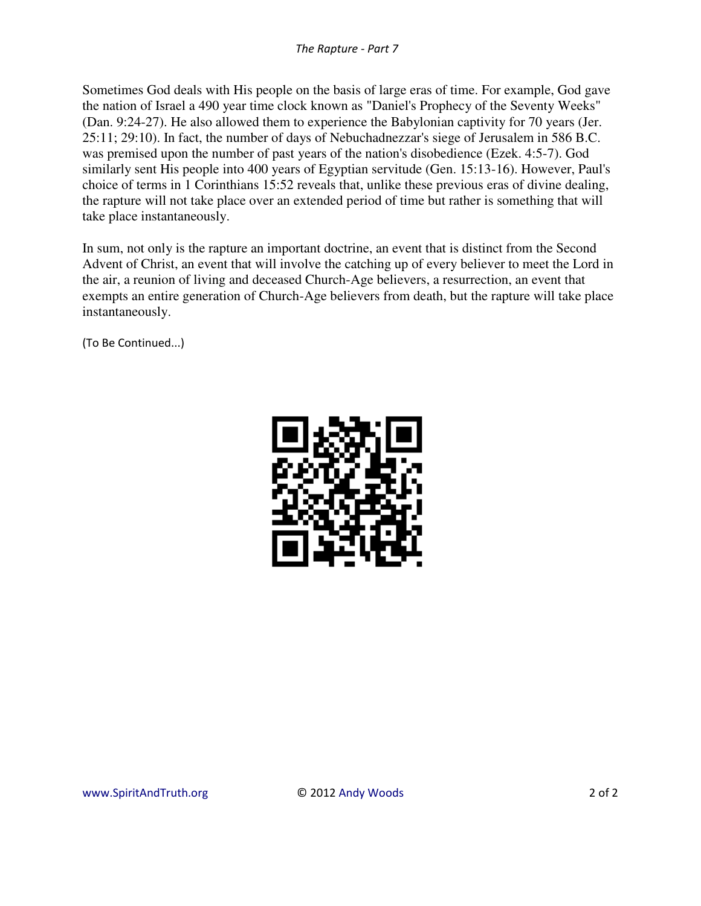Sometimes God deals with His people on the basis of large eras of time. For example, God gave the nation of Israel a 490 year time clock known as "Daniel's Prophecy of the Seventy Weeks" (Dan. 9:24-27). He also allowed them to experience the Babylonian captivity for 70 years (Jer. 25:11; 29:10). In fact, the number of days of Nebuchadnezzar's siege of Jerusalem in 586 B.C. was premised upon the number of past years of the nation's disobedience (Ezek. 4:5-7). God similarly sent His people into 400 years of Egyptian servitude (Gen. 15:13-16). However, Paul's choice of terms in 1 Corinthians 15:52 reveals that, unlike these previous eras of divine dealing, the rapture will not take place over an extended period of time but rather is something that will take place instantaneously.

In sum, not only is the rapture an important doctrine, an event that is distinct from the Second Advent of Christ, an event that will involve the catching up of every believer to meet the Lord in the air, a reunion of living and deceased Church-Age believers, a resurrection, an event that exempts an entire generation of Church-Age believers from death, but the rapture will take place instantaneously.

(To Be Continued...)